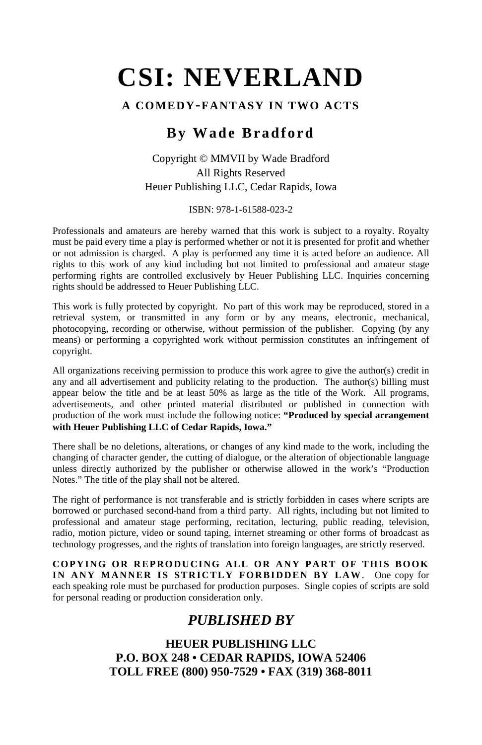# CSI: NEVERLAND

### A COMEDY-FANTASY IN TWO ACTS

## By Wade Bradford

Copyright © MMVII by Wade Bradford
All Rights Reserved
Heuer Publishing LLC, Cedar Rapids, Iowa

ISBN: 978-1-61588-023-2

Professionals and amateurs are hereby warned that this work is subject to a royalty. Royalty must be paid every time a play is performed whether or not it is presented for profit and whether or not admission is charged. A play is performed any time it is acted before an audience. All rights to this work of any kind including but not limited to professional and amateur stage performing rights are controlled exclusively by Heuer Publishing LLC. Inquiries concerning rights should be addressed to Heuer Publishing LLC.

This work is fully protected by copyright. No part of this work may be reproduced, stored in a retrieval system, or transmitted in any form or by any means, electronic, mechanical, photocopying, recording or otherwise, without permission of the publisher. Copying (by any means) or performing a copyrighted work without permission constitutes an infringement of copyright.

All organizations receiving permission to produce this work agree to give the author(s) credit in any and all advertisement and publicity relating to the production. The author(s) billing must appear below the title and be at least 50% as large as the title of the Work. All programs, advertisements, and other printed material distributed or published in connection with production of the work must include the following notice: **"Produced by special arrangement with Heuer Publishing LLC of Cedar Rapids, Iowa."**

There shall be no deletions, alterations, or changes of any kind made to the work, including the changing of character gender, the cutting of dialogue, or the alteration of objectionable language unless directly authorized by the publisher or otherwise allowed in the work's "Production Notes." The title of the play shall not be altered.

The right of performance is not transferable and is strictly forbidden in cases where scripts are borrowed or purchased second-hand from a third party. All rights, including but not limited to professional and amateur stage performing, recitation, lecturing, public reading, television, radio, motion picture, video or sound taping, internet streaming or other forms of broadcast as technology progresses, and the rights of translation into foreign languages, are strictly reserved.

**COPYING OR REPRODUCING ALL OR ANY PART OF THIS BOOK IN ANY MANNER IS STRICTLY FORBIDDEN BY LAW**. One copy for each speaking role must be purchased for production purposes. Single copies of scripts are sold for personal reading or production consideration only.

## *PUBLISHED BY*

**HEUER PUBLISHING LLC**
**P.O. BOX 248 • CEDAR RAPIDS, IOWA 52406**
**TOLL FREE (800) 950-7529 • FAX (319) 368-8011**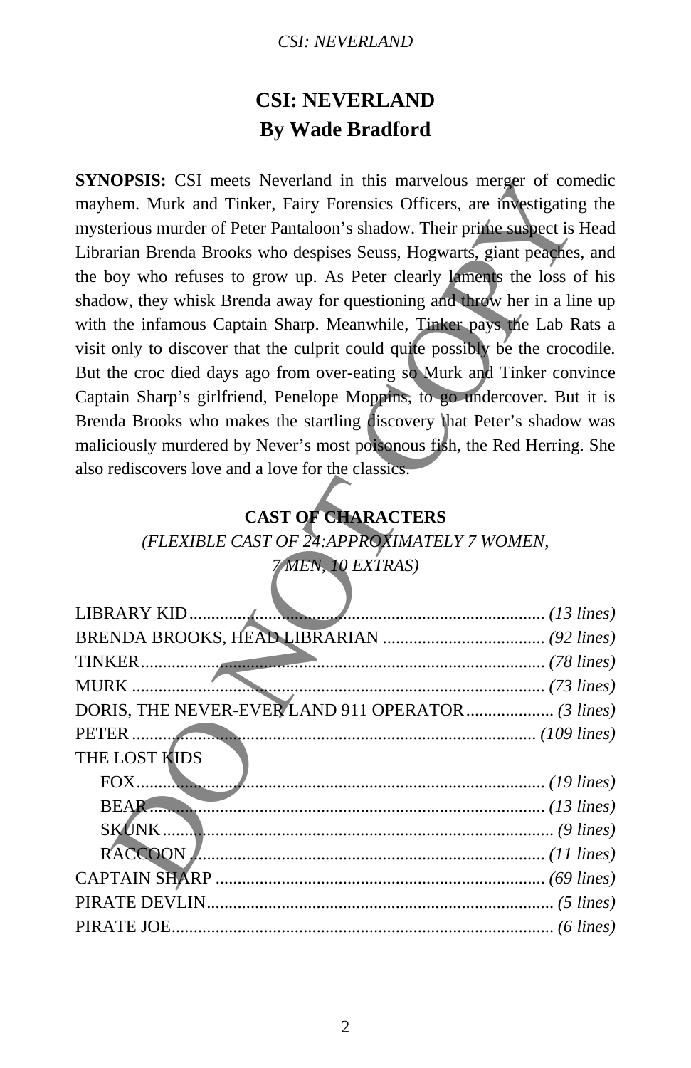# CSI: NEVERLAND
## By Wade Bradford

**SYNOPSIS:** CSI meets Neverland in this marvelous merger of comedic mayhem. Murk and Tinker, Fairy Forensics Officers, are investigating the mysterious murder of Peter Pantaloon's shadow. Their prime suspect is Head Librarian Brenda Brooks who despises Seuss, Hogwarts, giant peaches, and the boy who refuses to grow up. As Peter clearly laments the loss of his shadow, they whisk Brenda away for questioning and throw her in a line up with the infamous Captain Sharp. Meanwhile, Tinker pays the Lab Rats a visit only to discover that the culprit could quite possibly be the crocodile. But the croc died days ago from over-eating so Murk and Tinker convince Captain Sharp's girlfriend, Penelope Moppins, to go undercover. But it is Brenda Brooks who makes the startling discovery that Peter's shadow was maliciously murdered by Never's most poisonous fish, the Red Herring. She also rediscovers love and a love for the classics.

### CAST OF CHARACTERS

*(FLEXIBLE CAST OF 24:APPROXIMATELY 7 WOMEN, 7 MEN, 10 EXTRAS)*

LIBRARY KID ............ *(13 lines)*
BRENDA BROOKS, HEAD LIBRARIAN ............ *(92 lines)*
TINKER ............ *(78 lines)*
MURK ............ *(73 lines)*
DORIS, THE NEVER-EVER LAND 911 OPERATOR ............ *(3 lines)*
PETER ............ *(109 lines)*
THE LOST KIDS
- FOX ............ *(19 lines)*
- BEAR ............ *(13 lines)*
- SKUNK ............ *(9 lines)*
- RACCOON ............ *(11 lines)*

CAPTAIN SHARP ............ *(69 lines)*
PIRATE DEVLIN ............ *(5 lines)*
PIRATE JOE ............ *(6 lines)*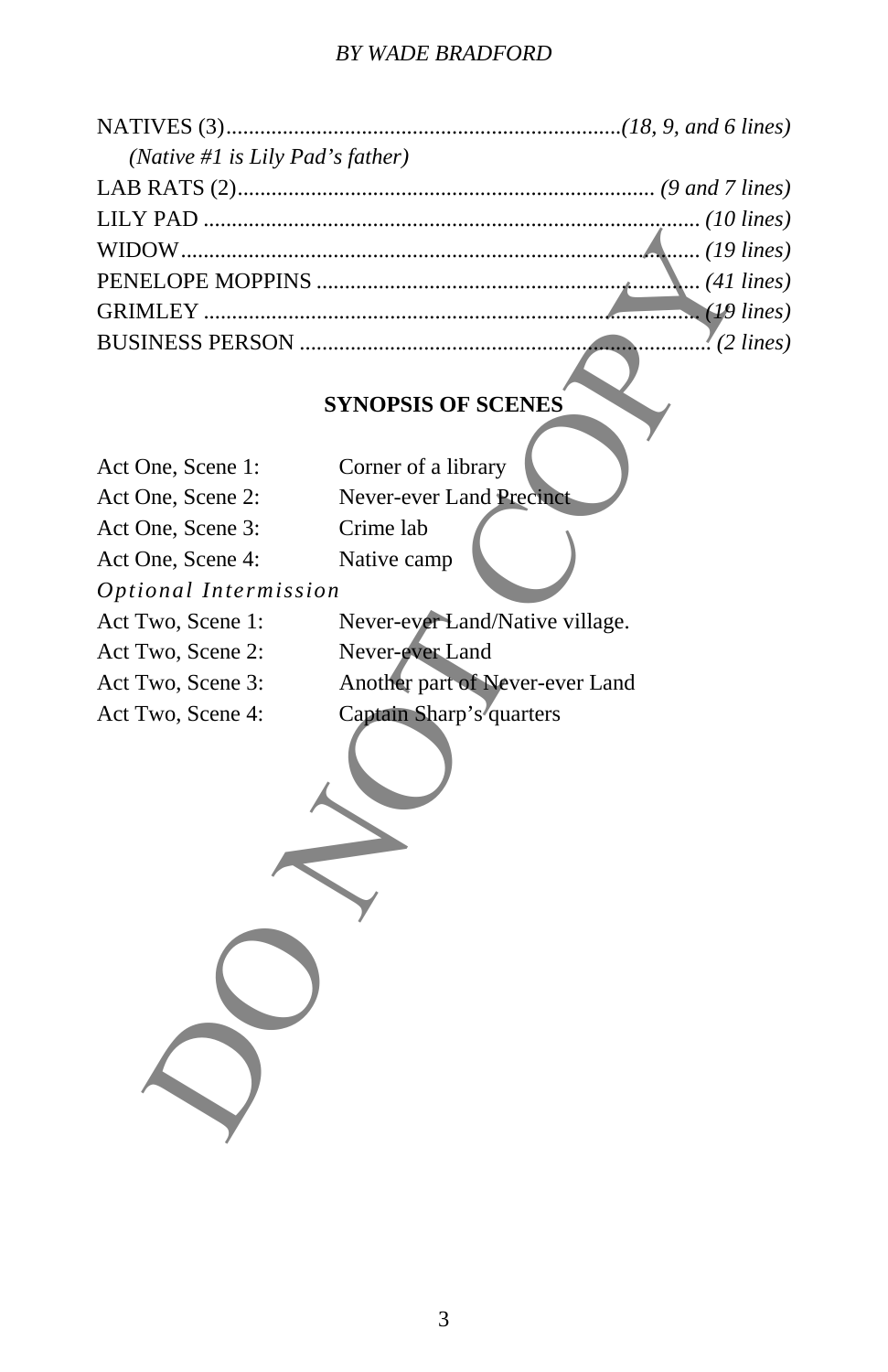NATIVES (3).....................................................................*(18, 9, and 6 lines)*
*(Native #1 is Lily Pad's father)*
LAB RATS (2)......................................................................... *(9 and 7 lines)*
LILY PAD ................................................................................ *(10 lines)*
WIDOW..................................................................................... *(19 lines)*
PENELOPE MOPPINS ............................................................ *(41 lines)*
GRIMLEY ................................................................................ *(19 lines)*
BUSINESS PERSON ................................................................. *(2 lines)*

**SYNOPSIS OF SCENES**

| | |
|---|---|
| Act One, Scene 1: | Corner of a library |
| Act One, Scene 2: | Never-ever Land Precinct |
| Act One, Scene 3: | Crime lab |
| Act One, Scene 4: | Native camp |
| *Optional Intermission* | |
| Act Two, Scene 1: | Never-ever Land/Native village. |
| Act Two, Scene 2: | Never-ever Land |
| Act Two, Scene 3: | Another part of Never-ever Land |
| Act Two, Scene 4: | Captain Sharp's quarters |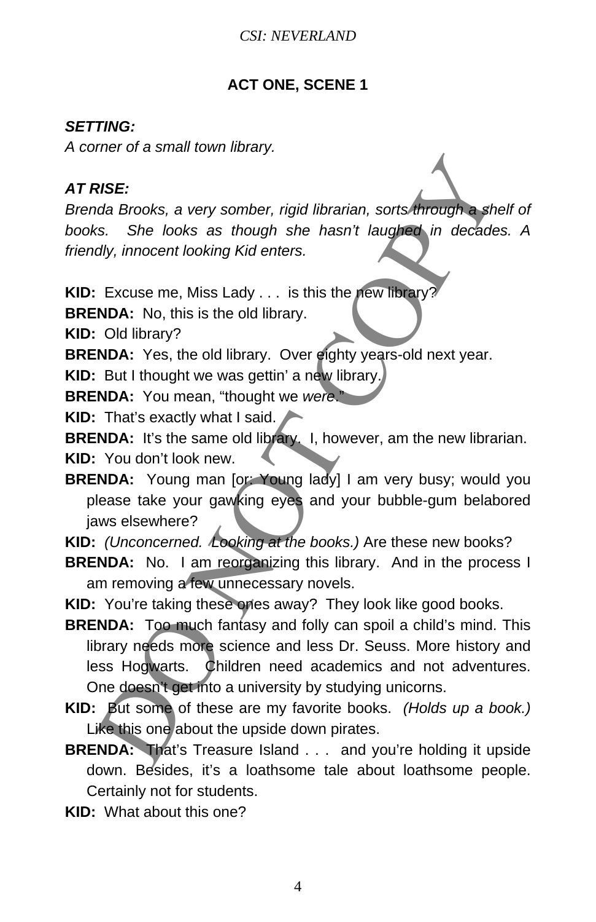## ACT ONE, SCENE 1

***SETTING:***
*A corner of a small town library.*

***AT RISE:***
*Brenda Brooks, a very somber, rigid librarian, sorts through a shelf of books. She looks as though she hasn't laughed in decades. A friendly, innocent looking Kid enters.*

**KID:** Excuse me, Miss Lady . . . is this the new library?

**BRENDA:** No, this is the old library.

**KID:** Old library?

**BRENDA:** Yes, the old library. Over eighty years-old next year.

**KID:** But I thought we was gettin' a new library.

**BRENDA:** You mean, "thought we *were*."

**KID:** That's exactly what I said.

**BRENDA:** It's the same old library. I, however, am the new librarian.

**KID:** You don't look new.

**BRENDA:** Young man [or: Young lady] I am very busy; would you please take your gawking eyes and your bubble-gum belabored jaws elsewhere?

**KID:** *(Unconcerned. Looking at the books.)* Are these new books?

**BRENDA:** No. I am reorganizing this library. And in the process I am removing a few unnecessary novels.

**KID:** You're taking these ones away? They look like good books.

**BRENDA:** Too much fantasy and folly can spoil a child's mind. This library needs more science and less Dr. Seuss. More history and less Hogwarts. Children need academics and not adventures. One doesn't get into a university by studying unicorns.

**KID:** But some of these are my favorite books. *(Holds up a book.)* Like this one about the upside down pirates.

**BRENDA:** That's Treasure Island . . . and you're holding it upside down. Besides, it's a loathsome tale about loathsome people. Certainly not for students.

**KID:** What about this one?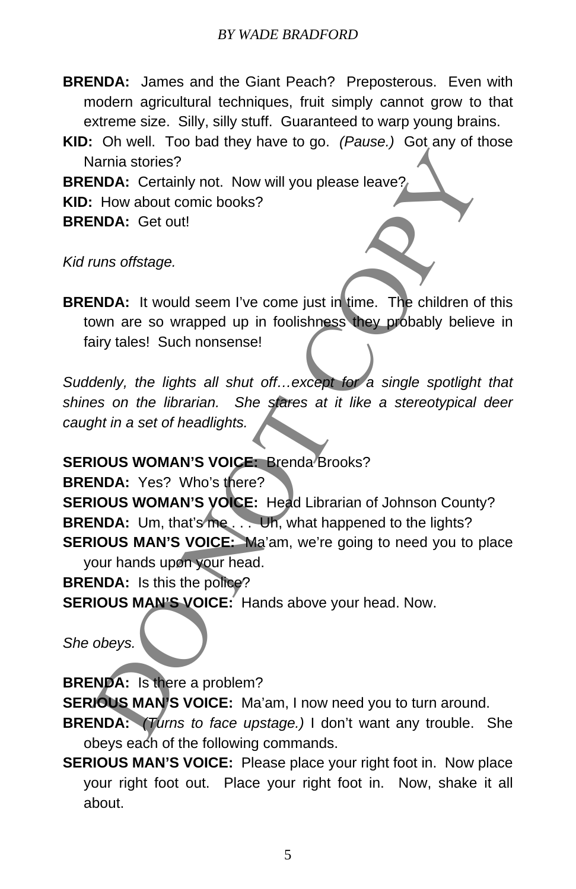**BRENDA:** James and the Giant Peach? Preposterous. Even with modern agricultural techniques, fruit simply cannot grow to that extreme size. Silly, silly stuff. Guaranteed to warp young brains.

**KID:** Oh well. Too bad they have to go. *(Pause.)* Got any of those Narnia stories?

**BRENDA:** Certainly not. Now will you please leave?

**KID:** How about comic books?

**BRENDA:** Get out!

*Kid runs offstage.*

**BRENDA:** It would seem I've come just in time. The children of this town are so wrapped up in foolishness they probably believe in fairy tales! Such nonsense!

*Suddenly, the lights all shut off…except for a single spotlight that shines on the librarian. She stares at it like a stereotypical deer caught in a set of headlights.*

**SERIOUS WOMAN'S VOICE:** Brenda Brooks?

**BRENDA:** Yes? Who's there?

**SERIOUS WOMAN'S VOICE:** Head Librarian of Johnson County?

**BRENDA:** Um, that's me . . . Uh, what happened to the lights?

**SERIOUS MAN'S VOICE:** Ma'am, we're going to need you to place your hands upon your head.

**BRENDA:** Is this the police?

**SERIOUS MAN'S VOICE:** Hands above your head. Now.

*She obeys.*

**BRENDA:** Is there a problem?

**SERIOUS MAN'S VOICE:** Ma'am, I now need you to turn around.

**BRENDA:** *(Turns to face upstage.)* I don't want any trouble. She obeys each of the following commands.

**SERIOUS MAN'S VOICE:** Please place your right foot in. Now place your right foot out. Place your right foot in. Now, shake it all about.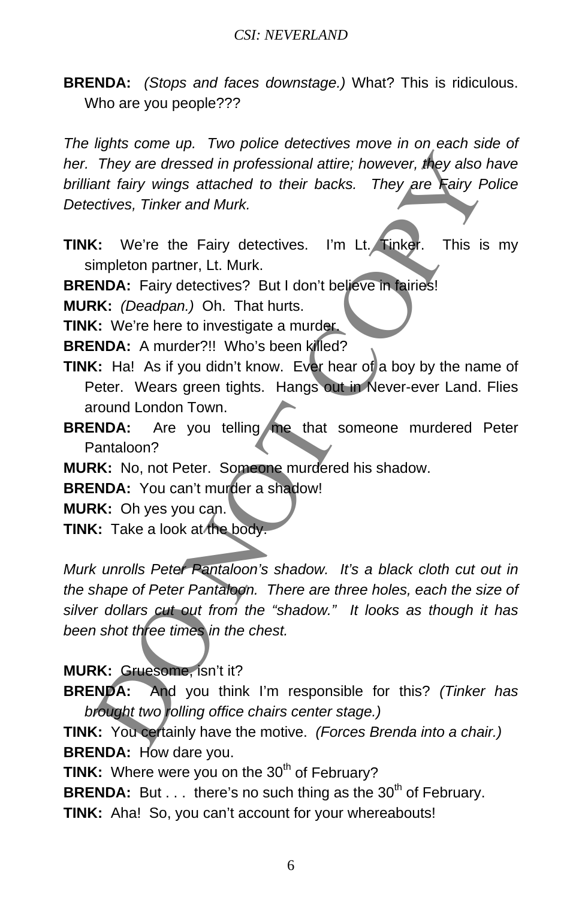**BRENDA:** *(Stops and faces downstage.)* What? This is ridiculous. Who are you people???

*The lights come up. Two police detectives move in on each side of her. They are dressed in professional attire; however, they also have brilliant fairy wings attached to their backs. They are Fairy Police Detectives, Tinker and Murk.*

**TINK:** We're the Fairy detectives. I'm Lt. Tinker. This is my simpleton partner, Lt. Murk.

**BRENDA:** Fairy detectives? But I don't believe in fairies!

**MURK:** *(Deadpan.)* Oh. That hurts.

**TINK:** We're here to investigate a murder.

**BRENDA:** A murder?!! Who's been killed?

**TINK:** Ha! As if you didn't know. Ever hear of a boy by the name of Peter. Wears green tights. Hangs out in Never-ever Land. Flies around London Town.

**BRENDA:** Are you telling me that someone murdered Peter Pantaloon?

**MURK:** No, not Peter. Someone murdered his shadow.

**BRENDA:** You can't murder a shadow!

**MURK:** Oh yes you can.

**TINK:** Take a look at the body.

*Murk unrolls Peter Pantaloon's shadow. It's a black cloth cut out in the shape of Peter Pantaloon. There are three holes, each the size of silver dollars cut out from the "shadow." It looks as though it has been shot three times in the chest.*

**MURK:** Gruesome, isn't it?

**BRENDA:** And you think I'm responsible for this? *(Tinker has brought two rolling office chairs center stage.)*

**TINK:** You certainly have the motive. *(Forces Brenda into a chair.)*

**BRENDA:** How dare you.

**TINK:** Where were you on the 30th of February?

**BRENDA:** But . . . there's no such thing as the 30th of February.

**TINK:** Aha! So, you can't account for your whereabouts!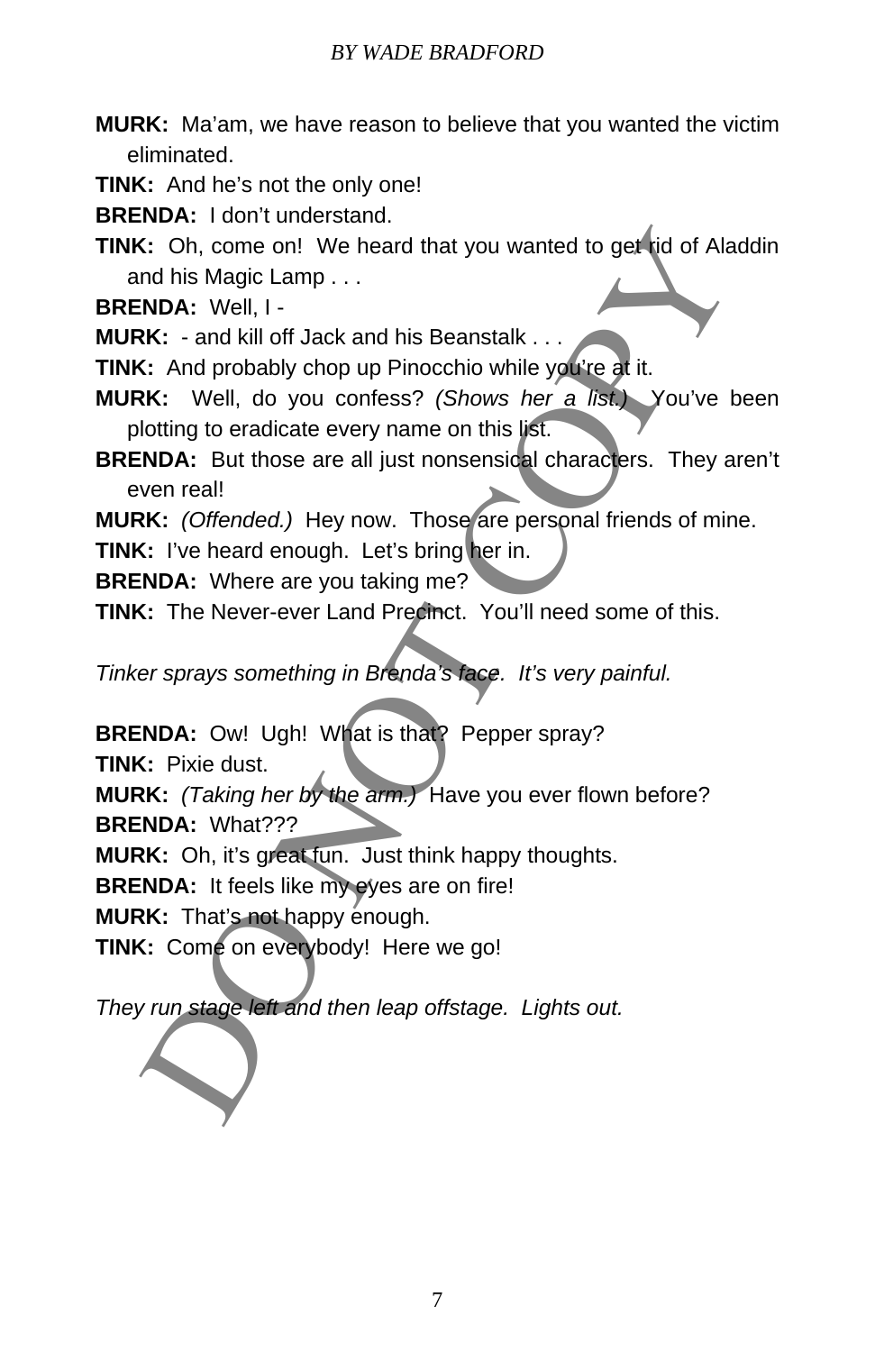**MURK:** Ma'am, we have reason to believe that you wanted the victim eliminated.

**TINK:** And he's not the only one!

**BRENDA:** I don't understand.

**TINK:** Oh, come on! We heard that you wanted to get rid of Aladdin and his Magic Lamp . . .

**BRENDA:** Well, I -

**MURK:** - and kill off Jack and his Beanstalk . . .

**TINK:** And probably chop up Pinocchio while you're at it.

**MURK:** Well, do you confess? *(Shows her a list.)* You've been plotting to eradicate every name on this list.

**BRENDA:** But those are all just nonsensical characters. They aren't even real!

**MURK:** *(Offended.)* Hey now. Those are personal friends of mine.

**TINK:** I've heard enough. Let's bring her in.

**BRENDA:** Where are you taking me?

**TINK:** The Never-ever Land Precinct. You'll need some of this.

*Tinker sprays something in Brenda's face. It's very painful.*

**BRENDA:** Ow! Ugh! What is that? Pepper spray?

**TINK:** Pixie dust.

**MURK:** *(Taking her by the arm.)* Have you ever flown before?

**BRENDA:** What???

**MURK:** Oh, it's great fun. Just think happy thoughts.

**BRENDA:** It feels like my eyes are on fire!

**MURK:** That's not happy enough.

**TINK:** Come on everybody! Here we go!

*They run stage left and then leap offstage. Lights out.*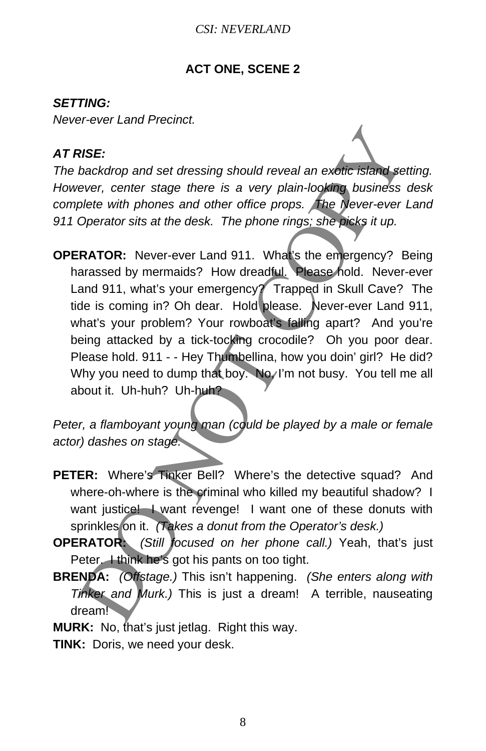## ACT ONE, SCENE 2

***SETTING:***
*Never-ever Land Precinct.*

***AT RISE:***
*The backdrop and set dressing should reveal an exotic island setting. However, center stage there is a very plain-looking business desk complete with phones and other office props. The Never-ever Land 911 Operator sits at the desk. The phone rings; she picks it up.*

**OPERATOR:** Never-ever Land 911. What's the emergency? Being harassed by mermaids? How dreadful. Please hold. Never-ever Land 911, what's your emergency? Trapped in Skull Cave? The tide is coming in? Oh dear. Hold please. Never-ever Land 911, what's your problem? Your rowboat's falling apart? And you're being attacked by a tick-tocking crocodile? Oh you poor dear. Please hold. 911 - - Hey Thumbellina, how you doin' girl? He did? Why you need to dump that boy. No, I'm not busy. You tell me all about it. Uh-huh? Uh-huh?

*Peter, a flamboyant young man (could be played by a male or female actor) dashes on stage.*

**PETER:** Where's Tinker Bell? Where's the detective squad? And where-oh-where is the criminal who killed my beautiful shadow? I want justice! I want revenge! I want one of these donuts with sprinkles on it. *(Takes a donut from the Operator's desk.)*

**OPERATOR:** *(Still focused on her phone call.)* Yeah, that's just Peter. I think he's got his pants on too tight.

**BRENDA:** *(Offstage.)* This isn't happening. *(She enters along with Tinker and Murk.)* This is just a dream! A terrible, nauseating dream!

**MURK:** No, that's just jetlag. Right this way.

**TINK:** Doris, we need your desk.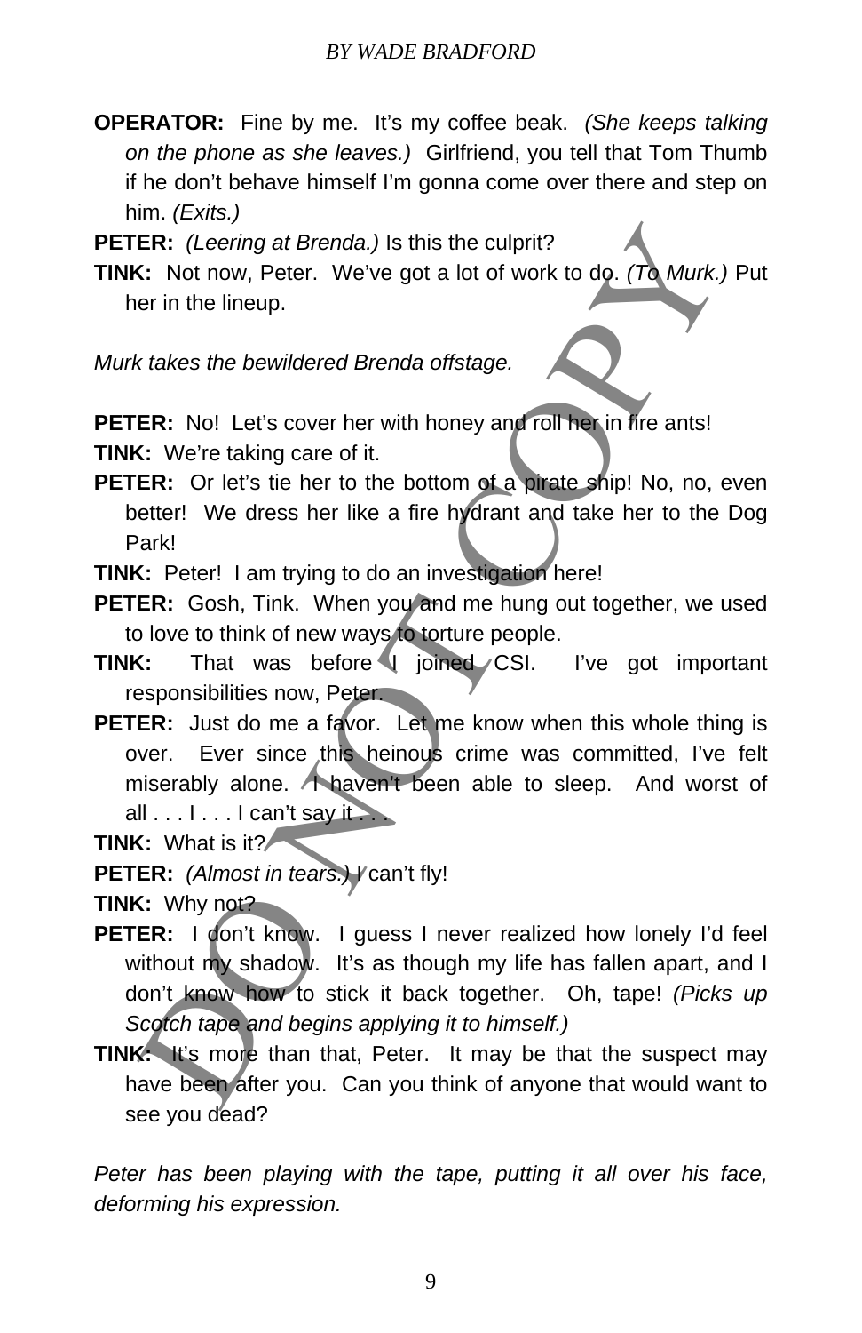**OPERATOR:** Fine by me. It's my coffee beak. *(She keeps talking on the phone as she leaves.)* Girlfriend, you tell that Tom Thumb if he don't behave himself I'm gonna come over there and step on him. *(Exits.)*

**PETER:** *(Leering at Brenda.)* Is this the culprit?

**TINK:** Not now, Peter. We've got a lot of work to do. *(To Murk.)* Put her in the lineup.

*Murk takes the bewildered Brenda offstage.*

**PETER:** No! Let's cover her with honey and roll her in fire ants!

**TINK:** We're taking care of it.

**PETER:** Or let's tie her to the bottom of a pirate ship! No, no, even better! We dress her like a fire hydrant and take her to the Dog Park!

**TINK:** Peter! I am trying to do an investigation here!

**PETER:** Gosh, Tink. When you and me hung out together, we used to love to think of new ways to torture people.

**TINK:** That was before I joined CSI. I've got important responsibilities now, Peter.

**PETER:** Just do me a favor. Let me know when this whole thing is over. Ever since this heinous crime was committed, I've felt miserably alone. I haven't been able to sleep. And worst of all . . . I . . . I can't say it . . .

**TINK:** What is it?

**PETER:** *(Almost in tears.)* I can't fly!

**TINK:** Why not?

**PETER:** I don't know. I guess I never realized how lonely I'd feel without my shadow. It's as though my life has fallen apart, and I don't know how to stick it back together. Oh, tape! *(Picks up Scotch tape and begins applying it to himself.)*

**TINK:** It's more than that, Peter. It may be that the suspect may have been after you. Can you think of anyone that would want to see you dead?

*Peter has been playing with the tape, putting it all over his face, deforming his expression.*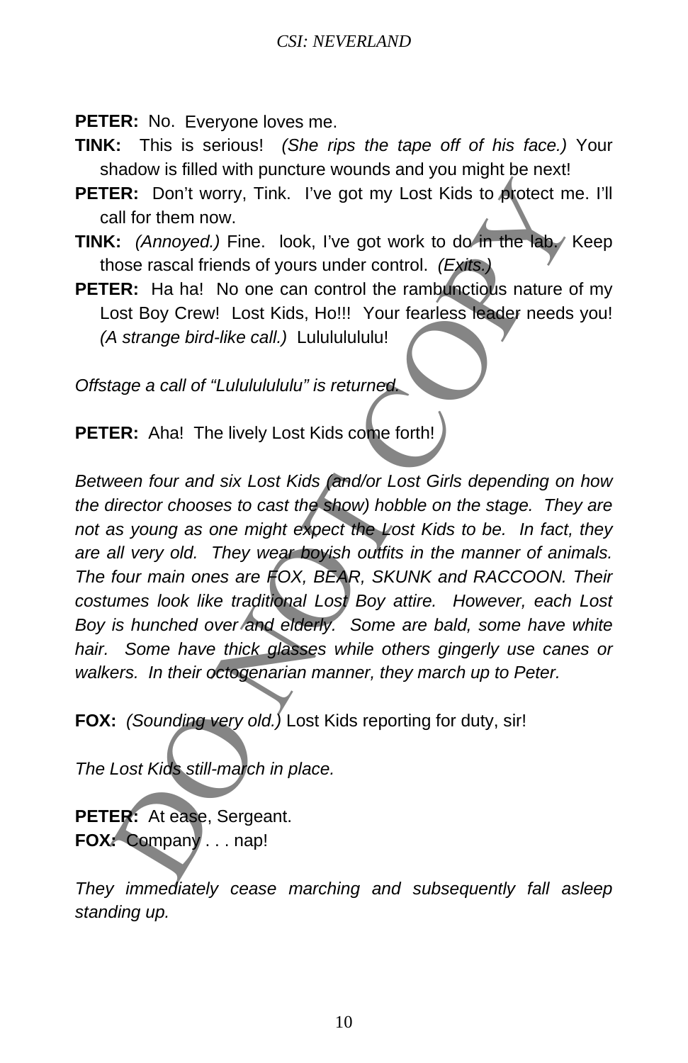**PETER:** No. Everyone loves me.

**TINK:** This is serious! *(She rips the tape off of his face.)* Your shadow is filled with puncture wounds and you might be next!

**PETER:** Don't worry, Tink. I've got my Lost Kids to protect me. I'll call for them now.

**TINK:** *(Annoyed.)* Fine. look, I've got work to do in the lab. Keep those rascal friends of yours under control. *(Exits.)*

**PETER:** Ha ha! No one can control the rambunctious nature of my Lost Boy Crew! Lost Kids, Ho!!! Your fearless leader needs you! *(A strange bird-like call.)* Lulululululu!

*Offstage a call of "Lulululululu" is returned.*

**PETER:** Aha! The lively Lost Kids come forth!

*Between four and six Lost Kids (and/or Lost Girls depending on how the director chooses to cast the show) hobble on the stage. They are not as young as one might expect the Lost Kids to be. In fact, they are all very old. They wear boyish outfits in the manner of animals. The four main ones are FOX, BEAR, SKUNK and RACCOON. Their costumes look like traditional Lost Boy attire. However, each Lost Boy is hunched over and elderly. Some are bald, some have white hair. Some have thick glasses while others gingerly use canes or walkers. In their octogenarian manner, they march up to Peter.*

**FOX:** *(Sounding very old.)* Lost Kids reporting for duty, sir!

*The Lost Kids still-march in place.*

**PETER:** At ease, Sergeant.

**FOX:** Company . . . nap!

*They immediately cease marching and subsequently fall asleep standing up.*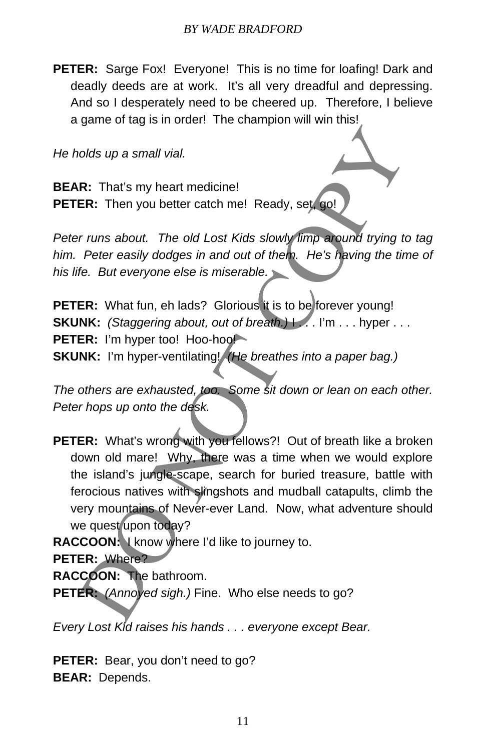**PETER:** Sarge Fox! Everyone! This is no time for loafing! Dark and deadly deeds are at work. It's all very dreadful and depressing. And so I desperately need to be cheered up. Therefore, I believe a game of tag is in order! The champion will win this!

*He holds up a small vial.*

**BEAR:** That's my heart medicine!

**PETER:** Then you better catch me! Ready, set, go!

*Peter runs about. The old Lost Kids slowly limp around trying to tag him. Peter easily dodges in and out of them. He's having the time of his life. But everyone else is miserable.*

**PETER:** What fun, eh lads? Glorious it is to be forever young!

**SKUNK:** *(Staggering about, out of breath.)* I . . . I'm . . . hyper . . .

**PETER:** I'm hyper too! Hoo-hoo!

**SKUNK:** I'm hyper-ventilating! *(He breathes into a paper bag.)*

*The others are exhausted, too. Some sit down or lean on each other. Peter hops up onto the desk.*

**PETER:** What's wrong with you fellows?! Out of breath like a broken down old mare! Why, there was a time when we would explore the island's jungle-scape, search for buried treasure, battle with ferocious natives with slingshots and mudball catapults, climb the very mountains of Never-ever Land. Now, what adventure should we quest upon today?

**RACCOON:** I know where I'd like to journey to.

**PETER:** Where?

**RACCOON:** The bathroom.

**PETER:** *(Annoyed sigh.)* Fine. Who else needs to go?

*Every Lost Kid raises his hands . . . everyone except Bear.*

**PETER:** Bear, you don't need to go?

**BEAR:** Depends.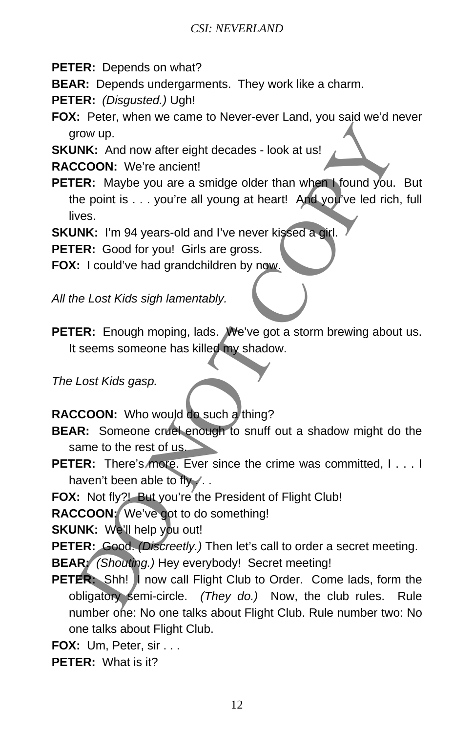**PETER:** Depends on what?

**BEAR:** Depends undergarments. They work like a charm.

**PETER:** *(Disgusted.)* Ugh!

**FOX:** Peter, when we came to Never-ever Land, you said we'd never grow up.

**SKUNK:** And now after eight decades - look at us!

**RACCOON:** We're ancient!

**PETER:** Maybe you are a smidge older than when I found you. But the point is . . . you're all young at heart! And you've led rich, full lives.

**SKUNK:** I'm 94 years-old and I've never kissed a girl.

**PETER:** Good for you! Girls are gross.

**FOX:** I could've had grandchildren by now.

*All the Lost Kids sigh lamentably.*

**PETER:** Enough moping, lads. We've got a storm brewing about us. It seems someone has killed my shadow.

*The Lost Kids gasp.*

**RACCOON:** Who would do such a thing?

**BEAR:** Someone cruel enough to snuff out a shadow might do the same to the rest of us.

**PETER:** There's more. Ever since the crime was committed, I . . . I haven't been able to fly . . .

**FOX:** Not fly?! But you're the President of Flight Club!

**RACCOON:** We've got to do something!

**SKUNK:** We'll help you out!

**PETER:** Good. *(Discreetly.)* Then let's call to order a secret meeting.

**BEAR:** *(Shouting.)* Hey everybody! Secret meeting!

**PETER:** Shh! I now call Flight Club to Order. Come lads, form the obligatory semi-circle. *(They do.)* Now, the club rules. Rule number one: No one talks about Flight Club. Rule number two: No one talks about Flight Club.

**FOX:** Um, Peter, sir . . .

**PETER:** What is it?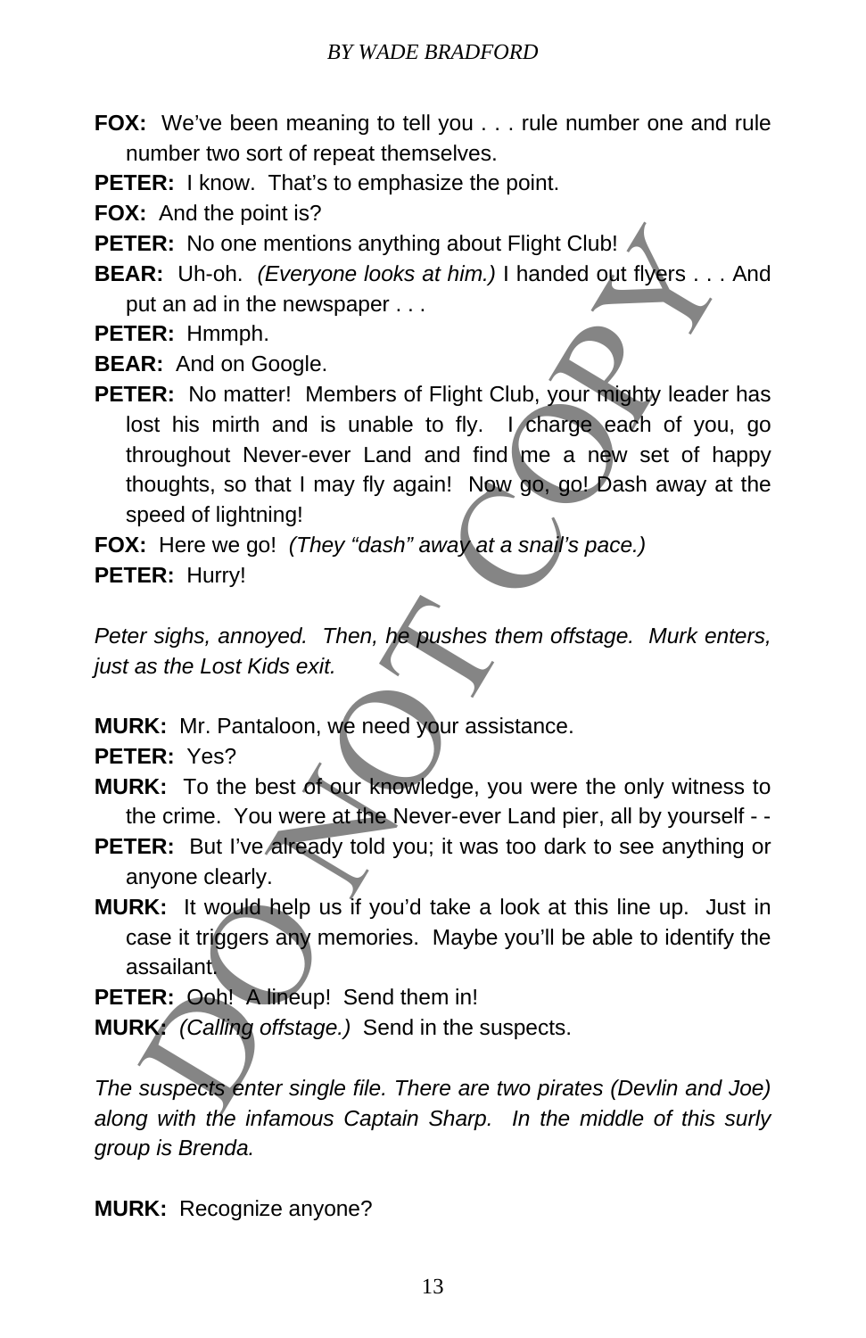**FOX:** We've been meaning to tell you . . . rule number one and rule number two sort of repeat themselves.

**PETER:** I know. That's to emphasize the point.

**FOX:** And the point is?

**PETER:** No one mentions anything about Flight Club!

**BEAR:** Uh-oh. *(Everyone looks at him.)* I handed out flyers . . . And put an ad in the newspaper . . .

**PETER:** Hmmph.

**BEAR:** And on Google.

**PETER:** No matter! Members of Flight Club, your mighty leader has lost his mirth and is unable to fly. I charge each of you, go throughout Never-ever Land and find me a new set of happy thoughts, so that I may fly again! Now go, go! Dash away at the speed of lightning!

**FOX:** Here we go! *(They "dash" away at a snail's pace.)*

**PETER:** Hurry!

*Peter sighs, annoyed. Then, he pushes them offstage. Murk enters, just as the Lost Kids exit.*

**MURK:** Mr. Pantaloon, we need your assistance.

**PETER:** Yes?

**MURK:** To the best of our knowledge, you were the only witness to the crime. You were at the Never-ever Land pier, all by yourself - -

**PETER:** But I've already told you; it was too dark to see anything or anyone clearly.

**MURK:** It would help us if you'd take a look at this line up. Just in case it triggers any memories. Maybe you'll be able to identify the assailant.

**PETER:** Ooh! A lineup! Send them in!

**MURK:** *(Calling offstage.)* Send in the suspects.

*The suspects enter single file. There are two pirates (Devlin and Joe) along with the infamous Captain Sharp. In the middle of this surly group is Brenda.*

**MURK:** Recognize anyone?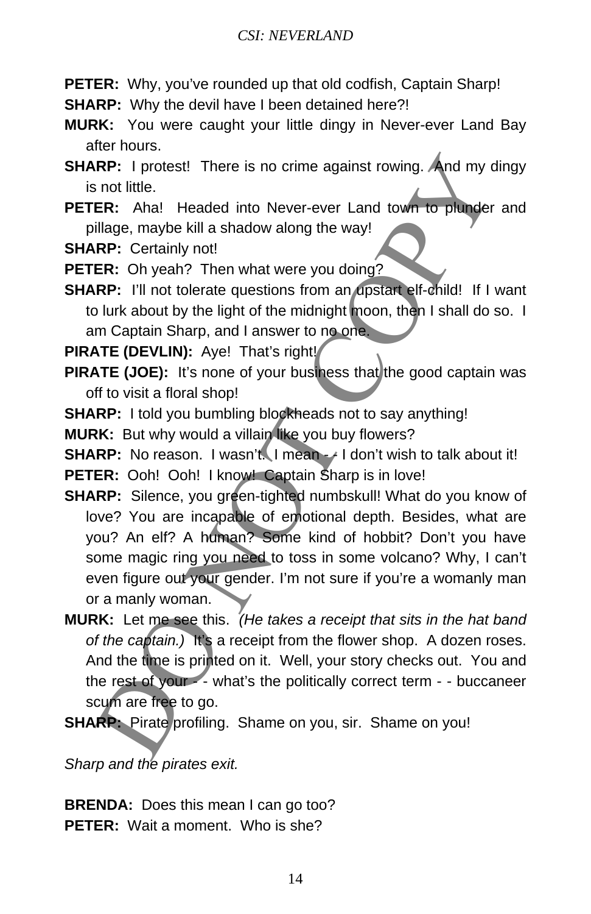**PETER:** Why, you've rounded up that old codfish, Captain Sharp!

**SHARP:** Why the devil have I been detained here?!

**MURK:** You were caught your little dingy in Never-ever Land Bay after hours.

**SHARP:** I protest! There is no crime against rowing. And my dingy is not little.

**PETER:** Aha! Headed into Never-ever Land town to plunder and pillage, maybe kill a shadow along the way!

**SHARP:** Certainly not!

**PETER:** Oh yeah? Then what were you doing?

**SHARP:** I'll not tolerate questions from an upstart elf-child! If I want to lurk about by the light of the midnight moon, then I shall do so. I am Captain Sharp, and I answer to no one.

**PIRATE (DEVLIN):** Aye! That's right!

**PIRATE (JOE):** It's none of your business that the good captain was off to visit a floral shop!

**SHARP:** I told you bumbling blockheads not to say anything!

**MURK:** But why would a villain like you buy flowers?

**SHARP:** No reason. I wasn't. I mean - - I don't wish to talk about it!

**PETER:** Ooh! Ooh! I know! Captain Sharp is in love!

**SHARP:** Silence, you green-tighted numbskull! What do you know of love? You are incapable of emotional depth. Besides, what are you? An elf? A human? Some kind of hobbit? Don't you have some magic ring you need to toss in some volcano? Why, I can't even figure out your gender. I'm not sure if you're a womanly man or a manly woman.

**MURK:** Let me see this. *(He takes a receipt that sits in the hat band of the captain.)* It's a receipt from the flower shop. A dozen roses. And the time is printed on it. Well, your story checks out. You and the rest of your - - what's the politically correct term - - buccaneer scum are free to go.

**SHARP:** Pirate profiling. Shame on you, sir. Shame on you!

*Sharp and the pirates exit.*

**BRENDA:** Does this mean I can go too?

**PETER:** Wait a moment. Who is she?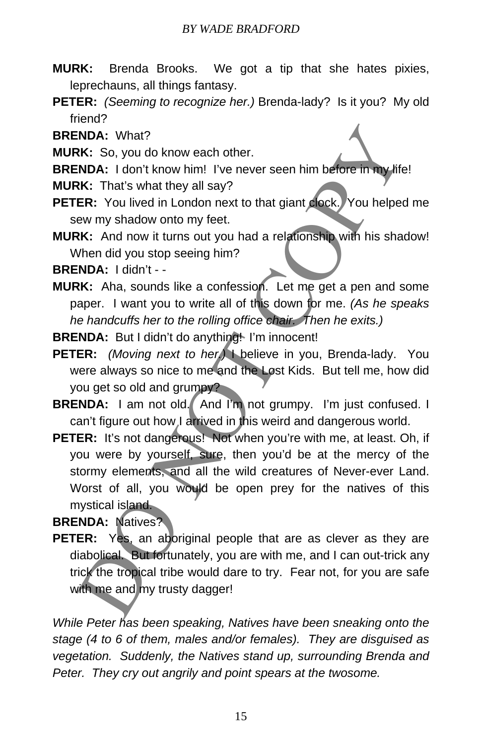**MURK:** Brenda Brooks. We got a tip that she hates pixies, leprechauns, all things fantasy.

**PETER:** *(Seeming to recognize her.)* Brenda-lady? Is it you? My old friend?

**BRENDA:** What?

**MURK:** So, you do know each other.

**BRENDA:** I don't know him! I've never seen him before in my life!

**MURK:** That's what they all say?

**PETER:** You lived in London next to that giant clock. You helped me sew my shadow onto my feet.

**MURK:** And now it turns out you had a relationship with his shadow! When did you stop seeing him?

**BRENDA:** I didn't - -

**MURK:** Aha, sounds like a confession. Let me get a pen and some paper. I want you to write all of this down for me. *(As he speaks he handcuffs her to the rolling office chair. Then he exits.)*

**BRENDA:** But I didn't do anything! I'm innocent!

**PETER:** *(Moving next to her.)* I believe in you, Brenda-lady. You were always so nice to me and the Lost Kids. But tell me, how did you get so old and grumpy?

**BRENDA:** I am not old. And I'm not grumpy. I'm just confused. I can't figure out how I arrived in this weird and dangerous world.

**PETER:** It's not dangerous! Not when you're with me, at least. Oh, if you were by yourself, sure, then you'd be at the mercy of the stormy elements, and all the wild creatures of Never-ever Land. Worst of all, you would be open prey for the natives of this mystical island.

**BRENDA:** Natives?

**PETER:** Yes, an aboriginal people that are as clever as they are diabolical. But fortunately, you are with me, and I can out-trick any trick the tropical tribe would dare to try. Fear not, for you are safe with me and my trusty dagger!

*While Peter has been speaking, Natives have been sneaking onto the stage (4 to 6 of them, males and/or females). They are disguised as vegetation. Suddenly, the Natives stand up, surrounding Brenda and Peter. They cry out angrily and point spears at the twosome.*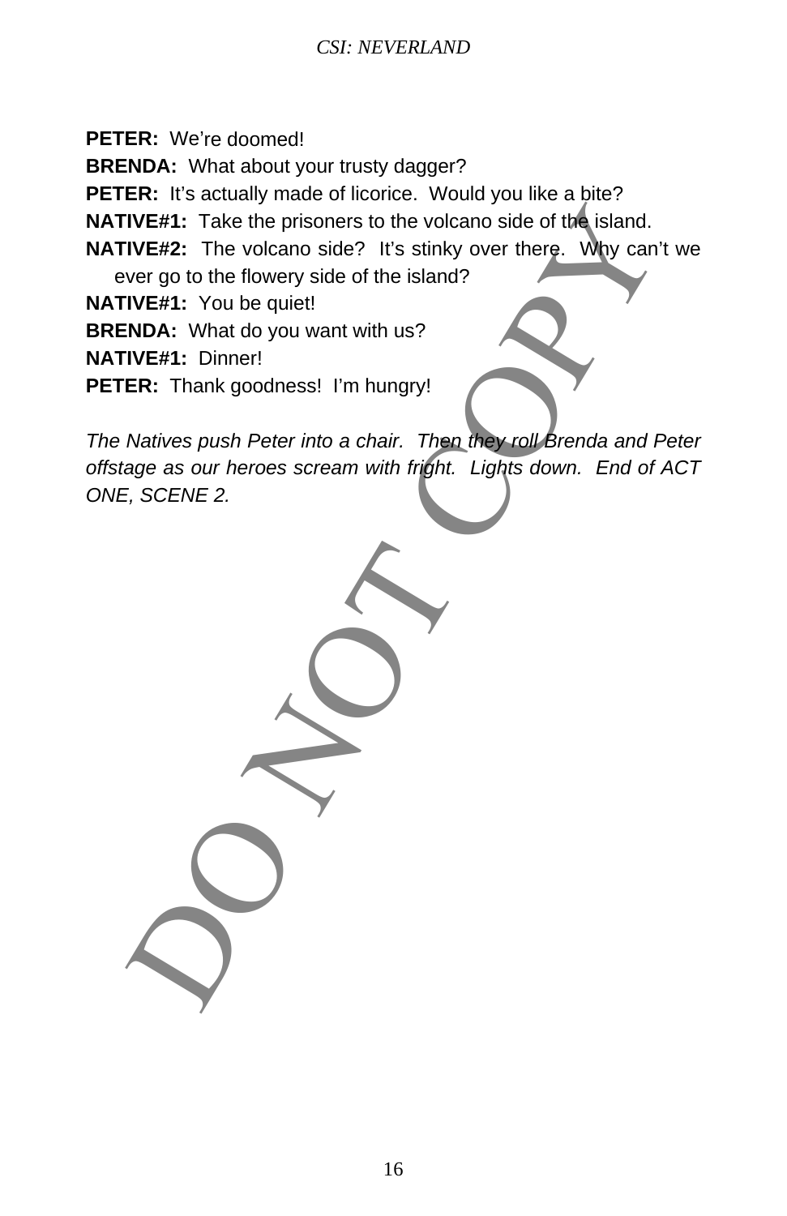**PETER:** We're doomed!

**BRENDA:** What about your trusty dagger?

**PETER:** It's actually made of licorice. Would you like a bite?

**NATIVE#1:** Take the prisoners to the volcano side of the island.

**NATIVE#2:** The volcano side? It's stinky over there. Why can't we ever go to the flowery side of the island?

**NATIVE#1:** You be quiet!

**BRENDA:** What do you want with us?

**NATIVE#1:** Dinner!

**PETER:** Thank goodness! I'm hungry!

*The Natives push Peter into a chair. Then they roll Brenda and Peter offstage as our heroes scream with fright. Lights down. End of ACT ONE, SCENE 2.*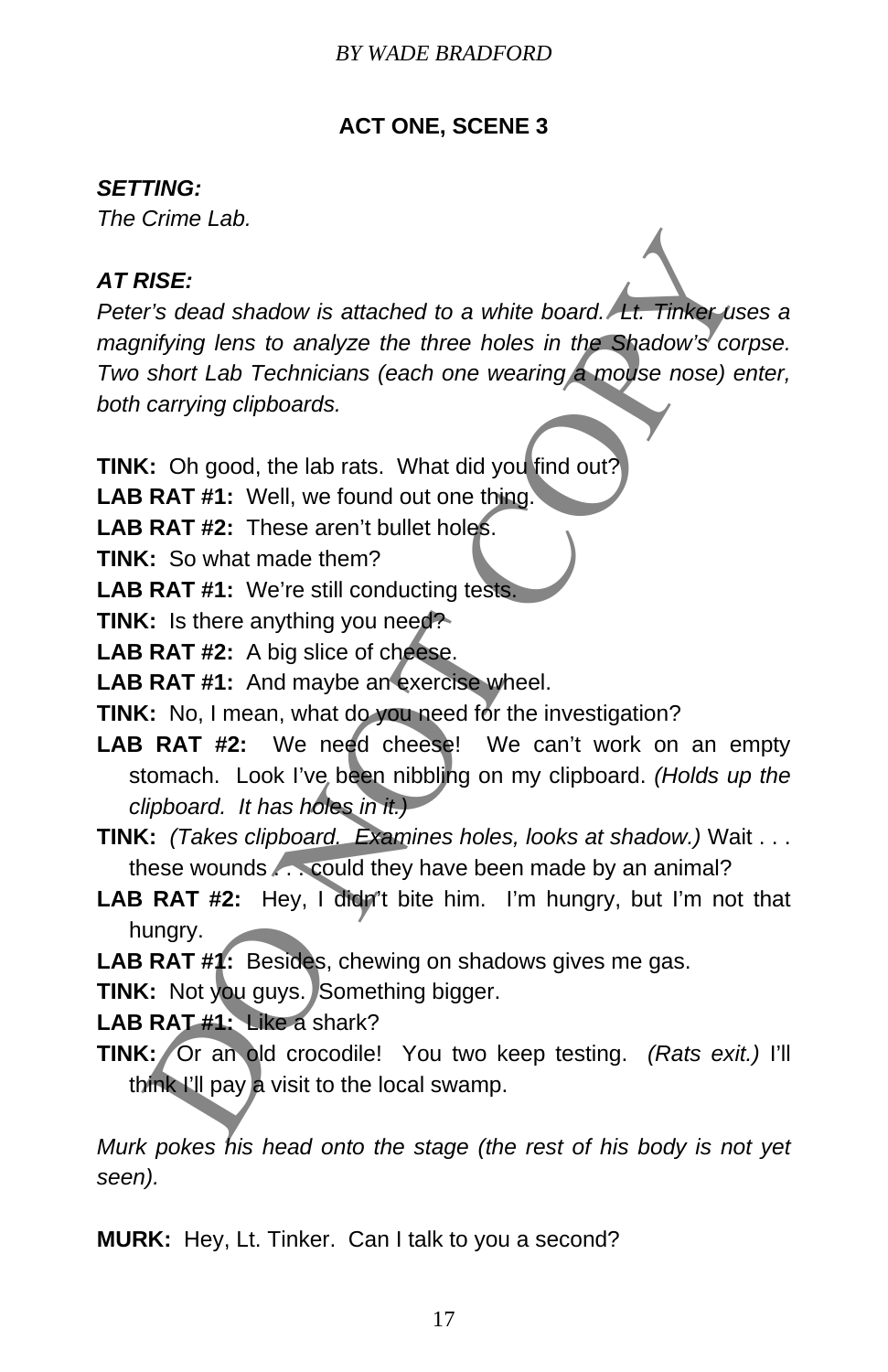## ACT ONE, SCENE 3

***SETTING:***
*The Crime Lab.*

***AT RISE:***
*Peter's dead shadow is attached to a white board. Lt. Tinker uses a magnifying lens to analyze the three holes in the Shadow's corpse. Two short Lab Technicians (each one wearing a mouse nose) enter, both carrying clipboards.*

**TINK:** Oh good, the lab rats. What did you find out?

**LAB RAT #1:** Well, we found out one thing.

**LAB RAT #2:** These aren't bullet holes.

**TINK:** So what made them?

**LAB RAT #1:** We're still conducting tests.

**TINK:** Is there anything you need?

**LAB RAT #2:** A big slice of cheese.

**LAB RAT #1:** And maybe an exercise wheel.

**TINK:** No, I mean, what do you need for the investigation?

**LAB RAT #2:** We need cheese! We can't work on an empty stomach. Look I've been nibbling on my clipboard. *(Holds up the clipboard. It has holes in it.)*

**TINK:** *(Takes clipboard. Examines holes, looks at shadow.)* Wait . . . these wounds . . . could they have been made by an animal?

**LAB RAT #2:** Hey, I didn't bite him. I'm hungry, but I'm not that hungry.

**LAB RAT #1:** Besides, chewing on shadows gives me gas.

**TINK:** Not you guys. Something bigger.

**LAB RAT #1:** Like a shark?

**TINK:** Or an old crocodile! You two keep testing. *(Rats exit.)* I'll think I'll pay a visit to the local swamp.

*Murk pokes his head onto the stage (the rest of his body is not yet seen).*

**MURK:** Hey, Lt. Tinker. Can I talk to you a second?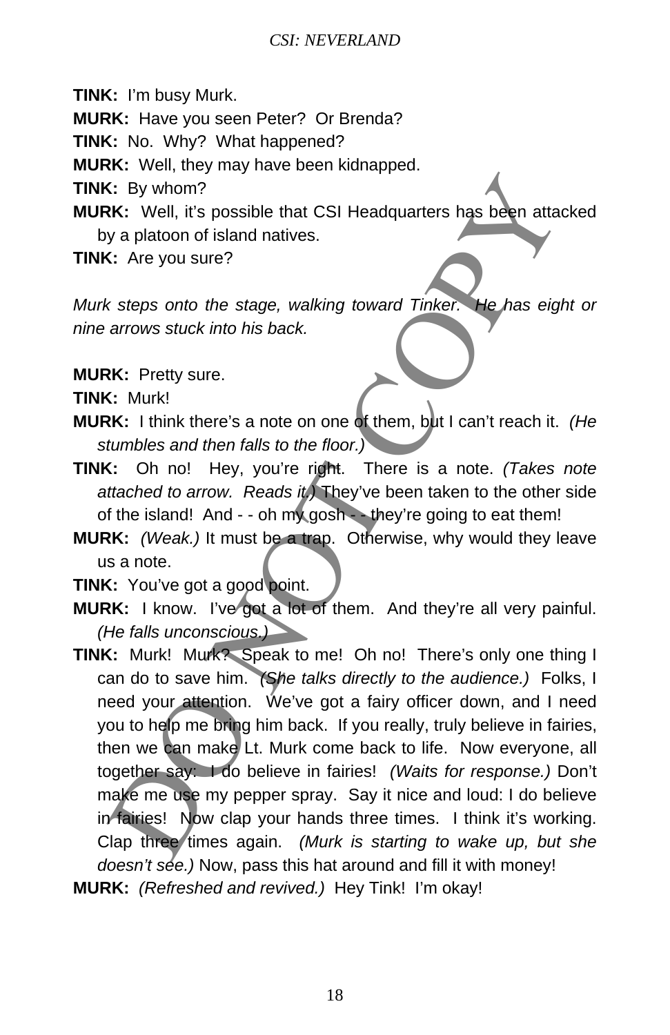**TINK:** I'm busy Murk.

**MURK:** Have you seen Peter? Or Brenda?

**TINK:** No. Why? What happened?

**MURK:** Well, they may have been kidnapped.

**TINK:** By whom?

**MURK:** Well, it's possible that CSI Headquarters has been attacked by a platoon of island natives.

**TINK:** Are you sure?

*Murk steps onto the stage, walking toward Tinker. He has eight or nine arrows stuck into his back.*

**MURK:** Pretty sure.

**TINK:** Murk!

**MURK:** I think there's a note on one of them, but I can't reach it. *(He stumbles and then falls to the floor.)*

**TINK:** Oh no! Hey, you're right. There is a note. *(Takes note attached to arrow. Reads it.)* They've been taken to the other side of the island! And - - oh my gosh - - they're going to eat them!

**MURK:** *(Weak.)* It must be a trap. Otherwise, why would they leave us a note.

**TINK:** You've got a good point.

**MURK:** I know. I've got a lot of them. And they're all very painful. *(He falls unconscious.)*

**TINK:** Murk! Murk? Speak to me! Oh no! There's only one thing I can do to save him. *(She talks directly to the audience.)* Folks, I need your attention. We've got a fairy officer down, and I need you to help me bring him back. If you really, truly believe in fairies, then we can make Lt. Murk come back to life. Now everyone, all together say: I do believe in fairies! *(Waits for response.)* Don't make me use my pepper spray. Say it nice and loud: I do believe in fairies! Now clap your hands three times. I think it's working. Clap three times again. *(Murk is starting to wake up, but she doesn't see.)* Now, pass this hat around and fill it with money!

**MURK:** *(Refreshed and revived.)* Hey Tink! I'm okay!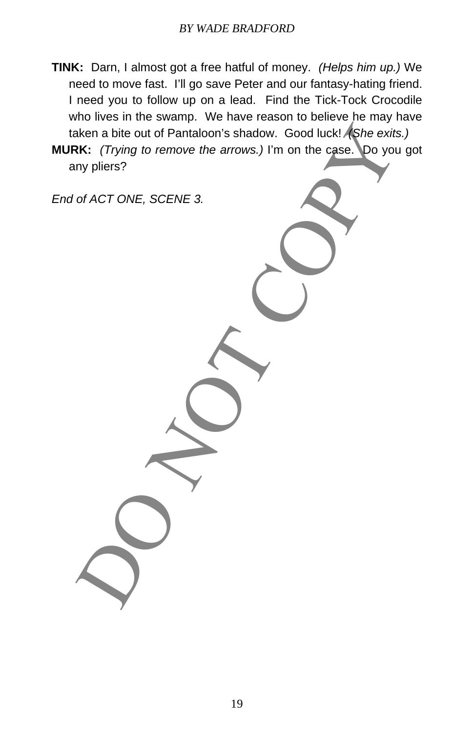**TINK:** Darn, I almost got a free hatful of money. *(Helps him up.)* We need to move fast. I'll go save Peter and our fantasy-hating friend. I need you to follow up on a lead. Find the Tick-Tock Crocodile who lives in the swamp. We have reason to believe he may have taken a bite out of Pantaloon's shadow. Good luck! *(She exits.)*

**MURK:** *(Trying to remove the arrows.)* I'm on the case. Do you got any pliers?

*End of ACT ONE, SCENE 3.*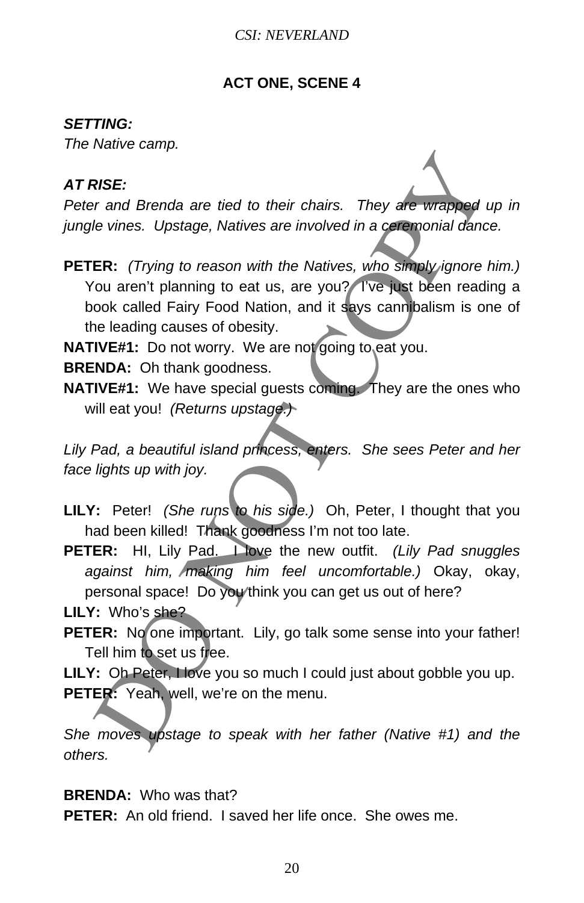## ACT ONE, SCENE 4

***SETTING:***
*The Native camp.*

***AT RISE:***
*Peter and Brenda are tied to their chairs. They are wrapped up in jungle vines. Upstage, Natives are involved in a ceremonial dance.*

**PETER:** *(Trying to reason with the Natives, who simply ignore him.)* You aren't planning to eat us, are you? I've just been reading a book called Fairy Food Nation, and it says cannibalism is one of the leading causes of obesity.

**NATIVE#1:** Do not worry. We are not going to eat you.

**BRENDA:** Oh thank goodness.

**NATIVE#1:** We have special guests coming. They are the ones who will eat you! *(Returns upstage.)*

*Lily Pad, a beautiful island princess, enters. She sees Peter and her face lights up with joy.*

**LILY:** Peter! *(She runs to his side.)* Oh, Peter, I thought that you had been killed! Thank goodness I'm not too late.

**PETER:** HI, Lily Pad. I love the new outfit. *(Lily Pad snuggles against him, making him feel uncomfortable.)* Okay, okay, personal space! Do you think you can get us out of here?

**LILY:** Who's she?

**PETER:** No one important. Lily, go talk some sense into your father! Tell him to set us free.

**LILY:** Oh Peter, I love you so much I could just about gobble you up.

**PETER:** Yeah, well, we're on the menu.

*She moves upstage to speak with her father (Native #1) and the others.*

**BRENDA:** Who was that?

**PETER:** An old friend. I saved her life once. She owes me.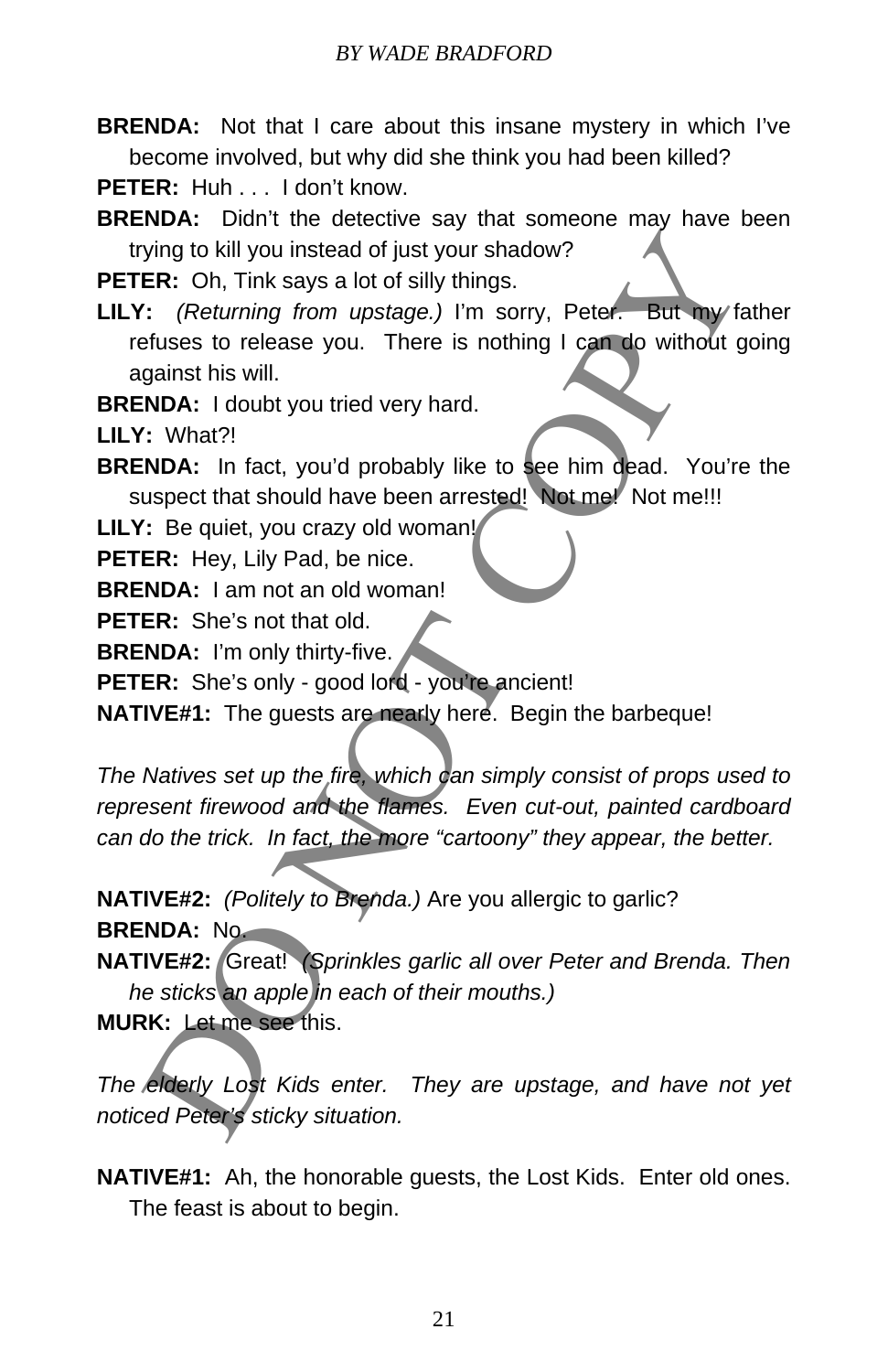**BRENDA:** Not that I care about this insane mystery in which I've become involved, but why did she think you had been killed?

**PETER:** Huh . . . I don't know.

**BRENDA:** Didn't the detective say that someone may have been trying to kill you instead of just your shadow?

**PETER:** Oh, Tink says a lot of silly things.

**LILY:** *(Returning from upstage.)* I'm sorry, Peter. But my father refuses to release you. There is nothing I can do without going against his will.

**BRENDA:** I doubt you tried very hard.

**LILY:** What?!

**BRENDA:** In fact, you'd probably like to see him dead. You're the suspect that should have been arrested! Not me! Not me!!!

**LILY:** Be quiet, you crazy old woman!

**PETER:** Hey, Lily Pad, be nice.

**BRENDA:** I am not an old woman!

**PETER:** She's not that old.

**BRENDA:** I'm only thirty-five.

**PETER:** She's only - good lord - you're ancient!

**NATIVE#1:** The guests are nearly here. Begin the barbeque!

*The Natives set up the fire, which can simply consist of props used to represent firewood and the flames. Even cut-out, painted cardboard can do the trick. In fact, the more "cartoony" they appear, the better.*

**NATIVE#2:** *(Politely to Brenda.)* Are you allergic to garlic?

**BRENDA:** No.

**NATIVE#2:** Great! *(Sprinkles garlic all over Peter and Brenda. Then he sticks an apple in each of their mouths.)*

**MURK:** Let me see this.

*The elderly Lost Kids enter. They are upstage, and have not yet noticed Peter's sticky situation.*

**NATIVE#1:** Ah, the honorable guests, the Lost Kids. Enter old ones. The feast is about to begin.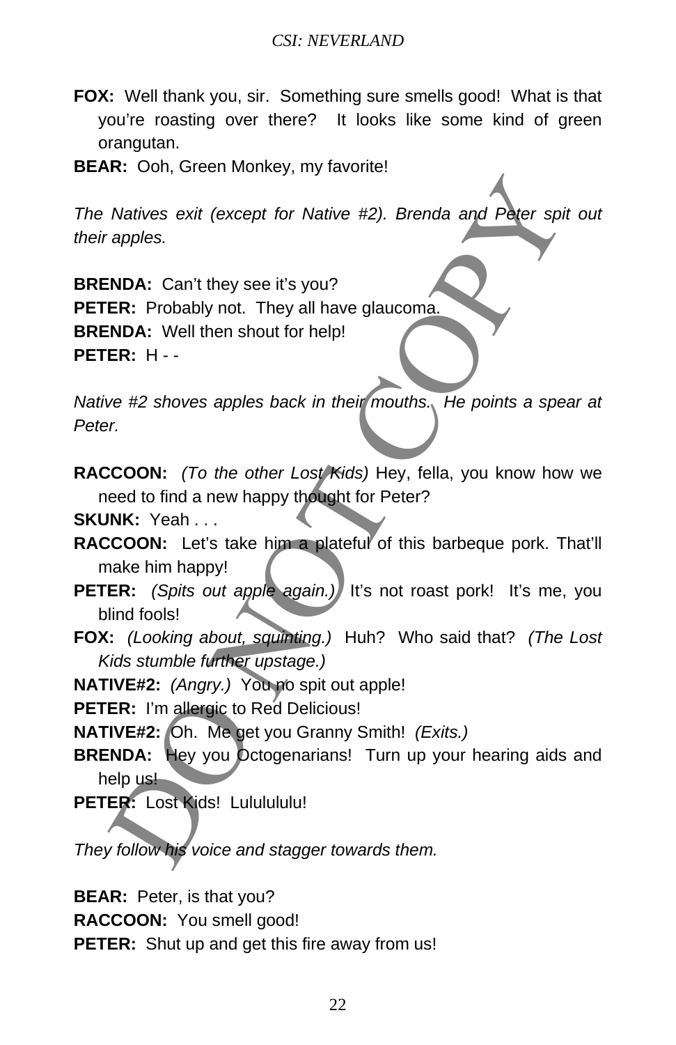**FOX:** Well thank you, sir. Something sure smells good! What is that you're roasting over there? It looks like some kind of green orangutan.

**BEAR:** Ooh, Green Monkey, my favorite!

*The Natives exit (except for Native #2). Brenda and Peter spit out their apples.*

**BRENDA:** Can't they see it's you?

**PETER:** Probably not. They all have glaucoma.

**BRENDA:** Well then shout for help!

**PETER:** H - -

*Native #2 shoves apples back in their mouths. He points a spear at Peter.*

**RACCOON:** *(To the other Lost Kids)* Hey, fella, you know how we need to find a new happy thought for Peter?

**SKUNK:** Yeah . . .

**RACCOON:** Let's take him a plateful of this barbeque pork. That'll make him happy!

**PETER:** *(Spits out apple again.)* It's not roast pork! It's me, you blind fools!

**FOX:** *(Looking about, squinting.)* Huh? Who said that? *(The Lost Kids stumble further upstage.)*

**NATIVE#2:** *(Angry.)* You no spit out apple!

**PETER:** I'm allergic to Red Delicious!

**NATIVE#2:** Oh. Me get you Granny Smith! *(Exits.)*

**BRENDA:** Hey you Octogenarians! Turn up your hearing aids and help us!

**PETER:** Lost Kids! Lulululu!

*They follow his voice and stagger towards them.*

**BEAR:** Peter, is that you?

**RACCOON:** You smell good!

**PETER:** Shut up and get this fire away from us!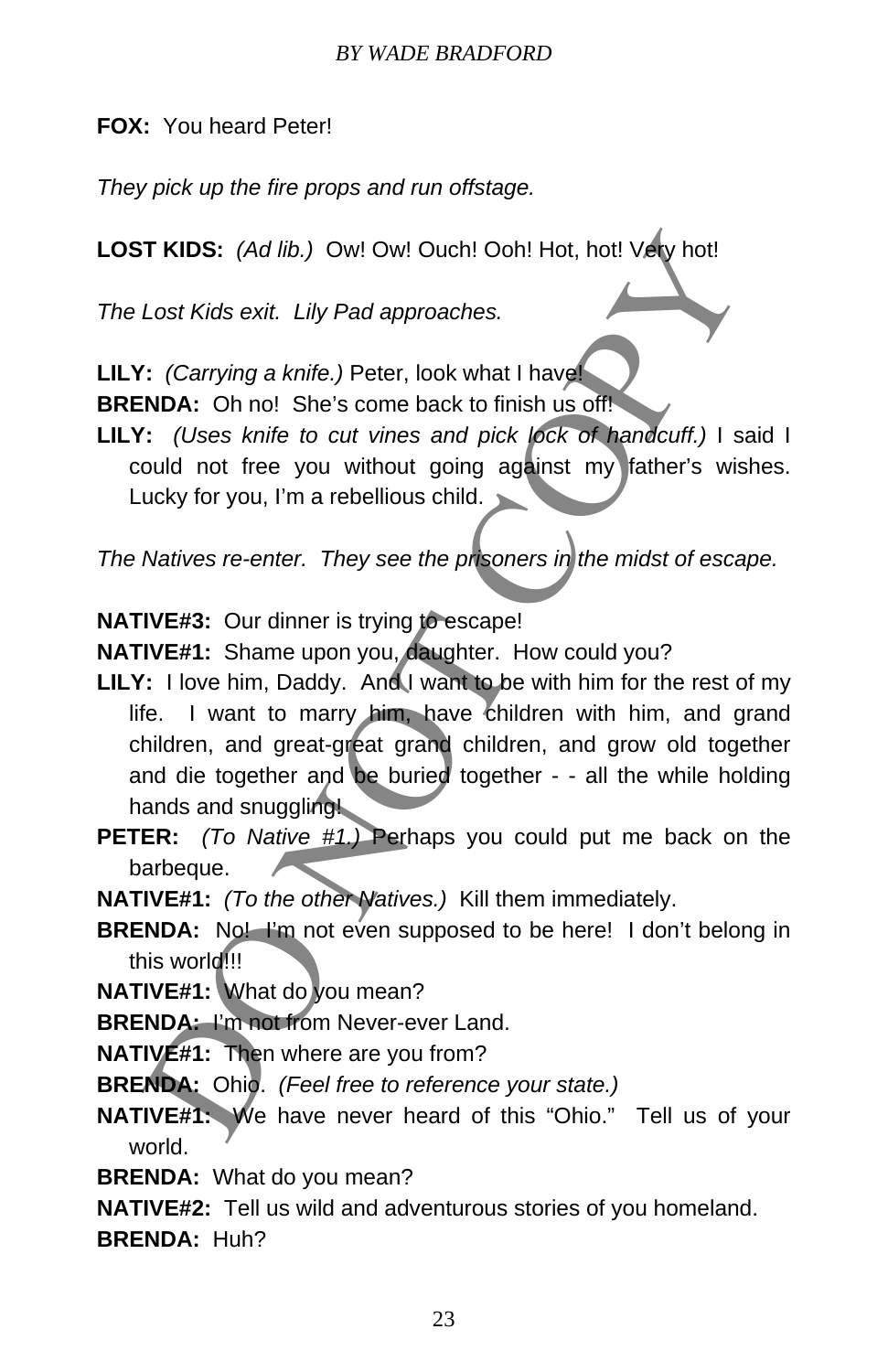**FOX:** You heard Peter!

*They pick up the fire props and run offstage.*

**LOST KIDS:** *(Ad lib.)* Ow! Ow! Ouch! Ooh! Hot, hot! Very hot!

*The Lost Kids exit. Lily Pad approaches.*

**LILY:** *(Carrying a knife.)* Peter, look what I have!

**BRENDA:** Oh no! She's come back to finish us off!

**LILY:** *(Uses knife to cut vines and pick lock of handcuff.)* I said I could not free you without going against my father's wishes. Lucky for you, I'm a rebellious child.

*The Natives re-enter. They see the prisoners in the midst of escape.*

**NATIVE#3:** Our dinner is trying to escape!

**NATIVE#1:** Shame upon you, daughter. How could you?

**LILY:** I love him, Daddy. And I want to be with him for the rest of my life. I want to marry him, have children with him, and grand children, and great-great grand children, and grow old together and die together and be buried together - - all the while holding hands and snuggling!

**PETER:** *(To Native #1.)* Perhaps you could put me back on the barbeque.

**NATIVE#1:** *(To the other Natives.)* Kill them immediately.

**BRENDA:** No! I'm not even supposed to be here! I don't belong in this world!!!

**NATIVE#1:** What do you mean?

**BRENDA:** I'm not from Never-ever Land.

**NATIVE#1:** Then where are you from?

**BRENDA:** Ohio. *(Feel free to reference your state.)*

**NATIVE#1:** We have never heard of this "Ohio." Tell us of your world.

**BRENDA:** What do you mean?

**NATIVE#2:** Tell us wild and adventurous stories of you homeland.

**BRENDA:** Huh?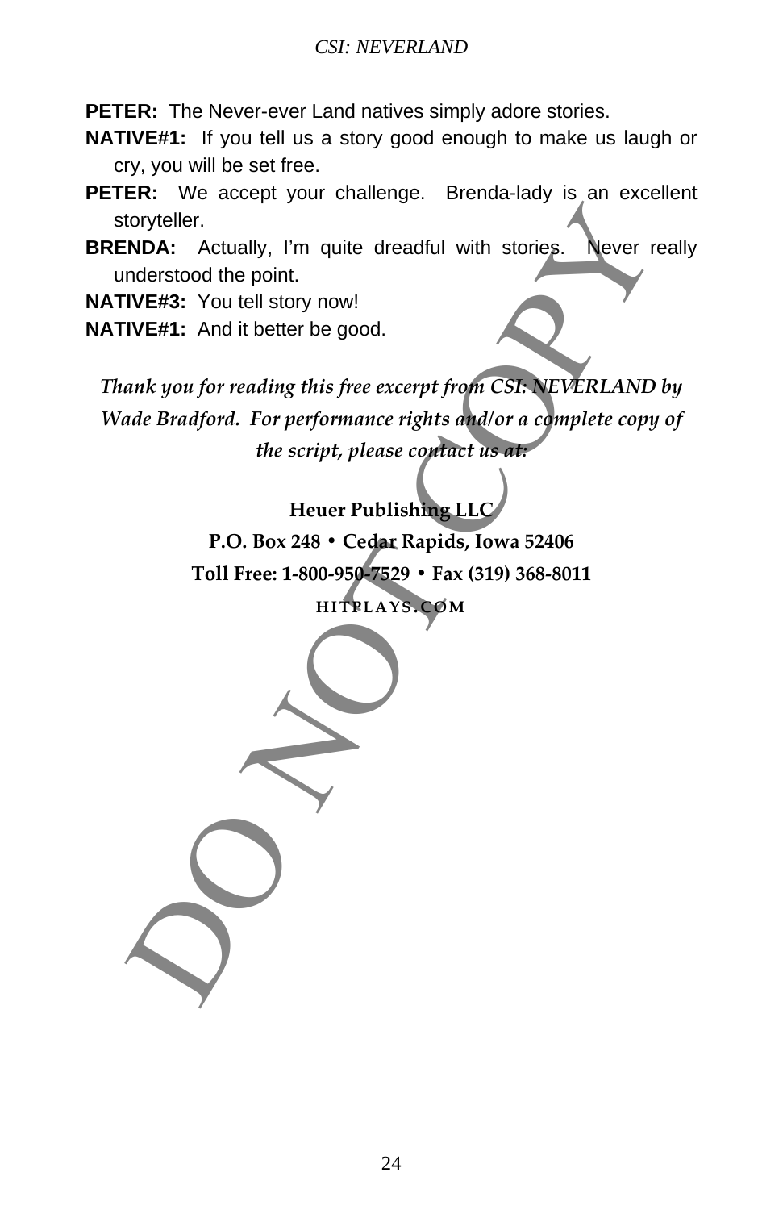**PETER:** The Never-ever Land natives simply adore stories.

**NATIVE#1:** If you tell us a story good enough to make us laugh or cry, you will be set free.

**PETER:** We accept your challenge. Brenda-lady is an excellent storyteller.

**BRENDA:** Actually, I'm quite dreadful with stories. Never really understood the point.

**NATIVE#3:** You tell story now!

**NATIVE#1:** And it better be good.

*Thank you for reading this free excerpt from CSI: NEVERLAND by Wade Bradford. For performance rights and/or a complete copy of the script, please contact us at:*

**Heuer Publishing LLC**

**P.O. Box 248 • Cedar Rapids, Iowa 52406**

**Toll Free: 1-800-950-7529 • Fax (319) 368-8011**

**HITPLAYS.COM**

DO NOT COPY